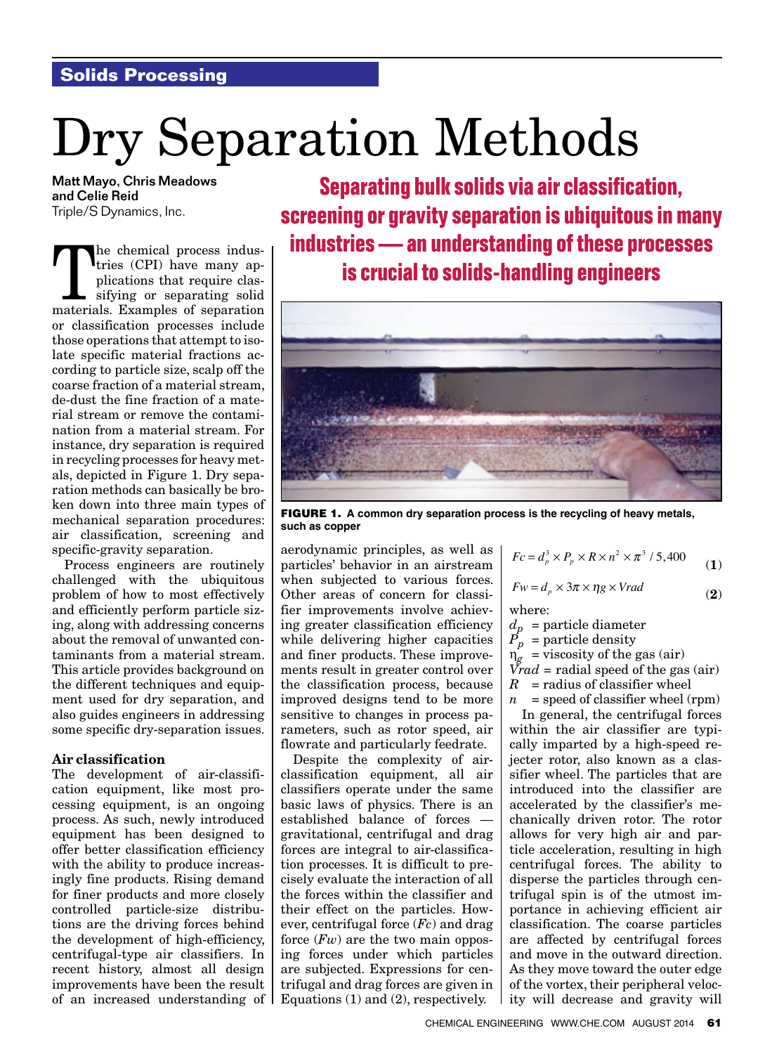Solids Processing

# Dry Separation Methods

Matt Mayo, Chris Meadows and Celie Reid
Triple/S Dynamics, Inc.

**Separating bulk solids via air classification, screening or gravity separation is ubiquitous in many industries — an understanding of these processes is crucial to solids-handling engineers**

The chemical process industries (CPI) have many applications that require classifying or separating solid materials. Examples of separation or classification processes include those operations that attempt to isolate specific material fractions according to particle size, scalp off the coarse fraction of a material stream, de-dust the fine fraction of a material stream or remove the contamination from a material stream. For instance, dry separation is required in recycling processes for heavy metals, depicted in Figure 1. Dry separation methods can basically be broken down into three main types of mechanical separation procedures: air classification, screening and specific-gravity separation.

Process engineers are routinely challenged with the ubiquitous problem of how to most effectively and efficiently perform particle sizing, along with addressing concerns about the removal of unwanted contaminants from a material stream. This article provides background on the different techniques and equipment used for dry separation, and also guides engineers in addressing some specific dry-separation issues.

**FIGURE 1.** A common dry separation process is the recycling of heavy metals, such as copper

### Air classification

The development of air-classification equipment, like most processing equipment, is an ongoing process. As such, newly introduced equipment has been designed to offer better classification efficiency with the ability to produce increasingly fine products. Rising demand for finer products and more closely controlled particle-size distributions are the driving forces behind the development of high-efficiency, centrifugal-type air classifiers. In recent history, almost all design improvements have been the result of an increased understanding of aerodynamic principles, as well as particles' behavior in an airstream when subjected to various forces. Other areas of concern for classifier improvements involve achieving greater classification efficiency while delivering higher capacities and finer products. These improvements result in greater control over the classification process, because improved designs tend to be more sensitive to changes in process parameters, such as rotor speed, air flowrate and particularly feedrate.

Despite the complexity of air-classification equipment, all air classifiers operate under the same basic laws of physics. There is an established balance of forces — gravitational, centrifugal and drag forces are integral to air-classification processes. It is difficult to precisely evaluate the interaction of all the forces within the classifier and their effect on the particles. However, centrifugal force ($Fc$) and drag force ($Fw$) are the two main opposing forces under which particles are subjected. Expressions for centrifugal and drag forces are given in Equations (1) and (2), respectively.

$$Fc = d_p^3 \times P_p \times R \times n^2 \times \pi^3 / 5{,}400 \quad (1)$$

$$Fw = d_p \times 3\pi \times \eta g \times Vrad \quad (2)$$

where:

$d_p$ = particle diameter
$P_p$ = particle density
$\eta_g$ = viscosity of the gas (air)
$Vrad$ = radial speed of the gas (air)
$R$ = radius of classifier wheel
$n$ = speed of classifier wheel (rpm)

In general, the centrifugal forces within the air classifier are typically imparted by a high-speed rejecter rotor, also known as a classifier wheel. The particles that are introduced into the classifier are accelerated by the classifier's mechanically driven rotor. The rotor allows for very high air and particle acceleration, resulting in high centrifugal forces. The ability to disperse the particles through centrifugal spin is of the utmost importance in achieving efficient air classification. The coarse particles are affected by centrifugal forces and move in the outward direction. As they move toward the outer edge of the vortex, their peripheral velocity will decrease and gravity will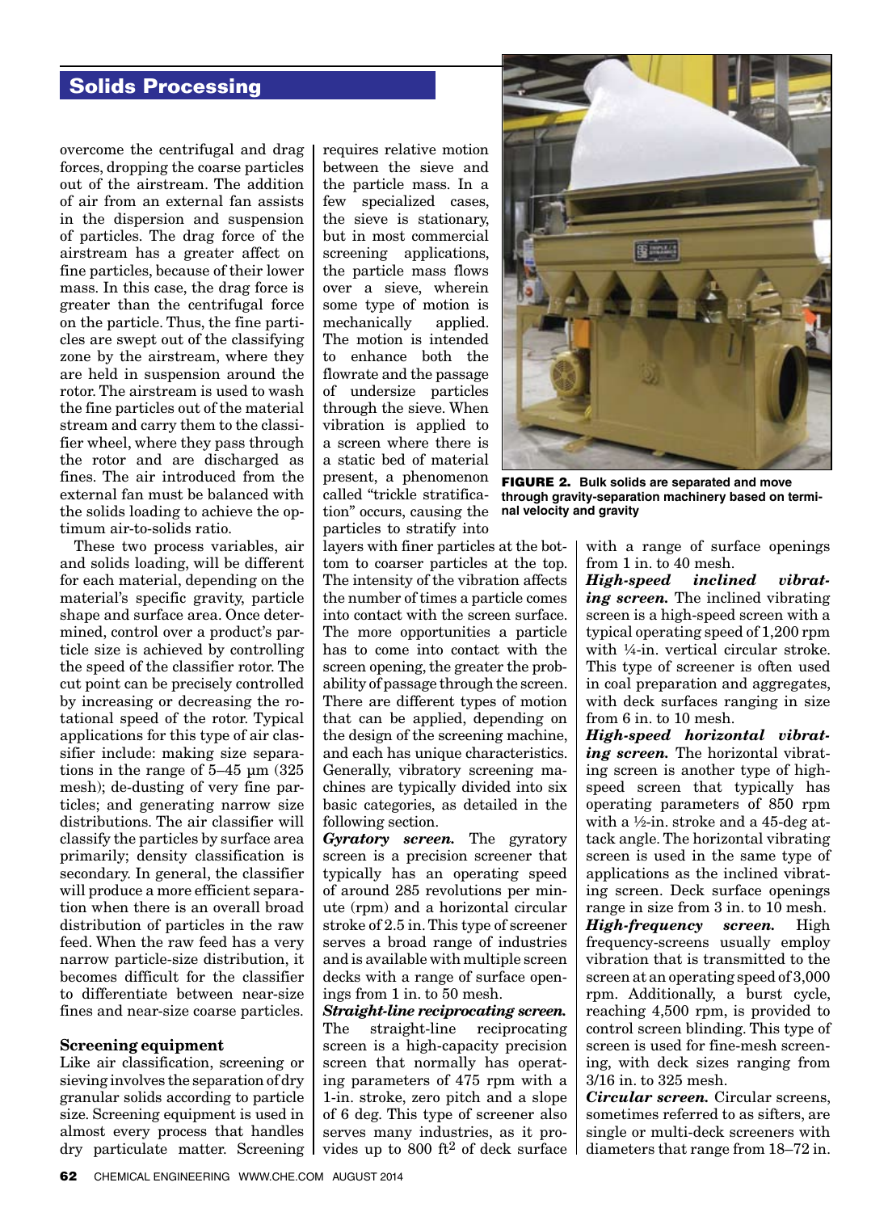overcome the centrifugal and drag forces, dropping the coarse particles out of the airstream. The addition of air from an external fan assists in the dispersion and suspension of particles. The drag force of the airstream has a greater affect on fine particles, because of their lower mass. In this case, the drag force is greater than the centrifugal force on the particle. Thus, the fine particles are swept out of the classifying zone by the airstream, where they are held in suspension around the rotor. The airstream is used to wash the fine particles out of the material stream and carry them to the classifier wheel, where they pass through the rotor and are discharged as fines. The air introduced from the external fan must be balanced with the solids loading to achieve the optimum air-to-solids ratio.

These two process variables, air and solids loading, will be different for each material, depending on the material's specific gravity, particle shape and surface area. Once determined, control over a product's particle size is achieved by controlling the speed of the classifier rotor. The cut point can be precisely controlled by increasing or decreasing the rotational speed of the rotor. Typical applications for this type of air classifier include: making size separations in the range of 5–45 µm (325 mesh); de-dusting of very fine particles; and generating narrow size distributions. The air classifier will classify the particles by surface area primarily; density classification is secondary. In general, the classifier will produce a more efficient separation when there is an overall broad distribution of particles in the raw feed. When the raw feed has a very narrow particle-size distribution, it becomes difficult for the classifier to differentiate between near-size fines and near-size coarse particles.

### Screening equipment

Like air classification, screening or sieving involves the separation of dry granular solids according to particle size. Screening equipment is used in almost every process that handles dry particulate matter. Screening requires relative motion between the sieve and the particle mass. In a few specialized cases, the sieve is stationary, but in most commercial screening applications, the particle mass flows over a sieve, wherein some type of motion is mechanically applied. The motion is intended to enhance both the flowrate and the passage of undersize particles through the sieve. When vibration is applied to a screen where there is a static bed of material present, a phenomenon called "trickle stratification" occurs, causing the particles to stratify into layers with finer particles at the bottom to coarser particles at the top. The intensity of the vibration affects the number of times a particle comes into contact with the screen surface. The more opportunities a particle has to come into contact with the screen opening, the greater the probability of passage through the screen. There are different types of motion that can be applied, depending on the design of the screening machine, and each has unique characteristics. Generally, vibratory screening machines are typically divided into six basic categories, as detailed in the following section.

**FIGURE 2. Bulk solids are separated and move through gravity-separation machinery based on terminal velocity and gravity**

***Gyratory screen.*** The gyratory screen is a precision screener that typically has an operating speed of around 285 revolutions per minute (rpm) and a horizontal circular stroke of 2.5 in. This type of screener serves a broad range of industries and is available with multiple screen decks with a range of surface openings from 1 in. to 50 mesh.

***Straight-line reciprocating screen.*** The straight-line reciprocating screen is a high-capacity precision screen that normally has operating parameters of 475 rpm with a 1-in. stroke, zero pitch and a slope of 6 deg. This type of screener also serves many industries, as it provides up to 800 ft$^2$ of deck surface with a range of surface openings from 1 in. to 40 mesh.

***High-speed inclined vibrating screen.*** The inclined vibrating screen is a high-speed screen with a typical operating speed of 1,200 rpm with ¼-in. vertical circular stroke. This type of screener is often used in coal preparation and aggregates, with deck surfaces ranging in size from 6 in. to 10 mesh.

***High-speed horizontal vibrating screen.*** The horizontal vibrating screen is another type of high-speed screen that typically has operating parameters of 850 rpm with a ½-in. stroke and a 45-deg attack angle. The horizontal vibrating screen is used in the same type of applications as the inclined vibrating screen. Deck surface openings range in size from 3 in. to 10 mesh.

***High-frequency screen.*** High frequency-screens usually employ vibration that is transmitted to the screen at an operating speed of 3,000 rpm. Additionally, a burst cycle, reaching 4,500 rpm, is provided to control screen blinding. This type of screen is used for fine-mesh screening, with deck sizes ranging from 3/16 in. to 325 mesh.

***Circular screen.*** Circular screens, sometimes referred to as sifters, are single or multi-deck screeners with diameters that range from 18–72 in.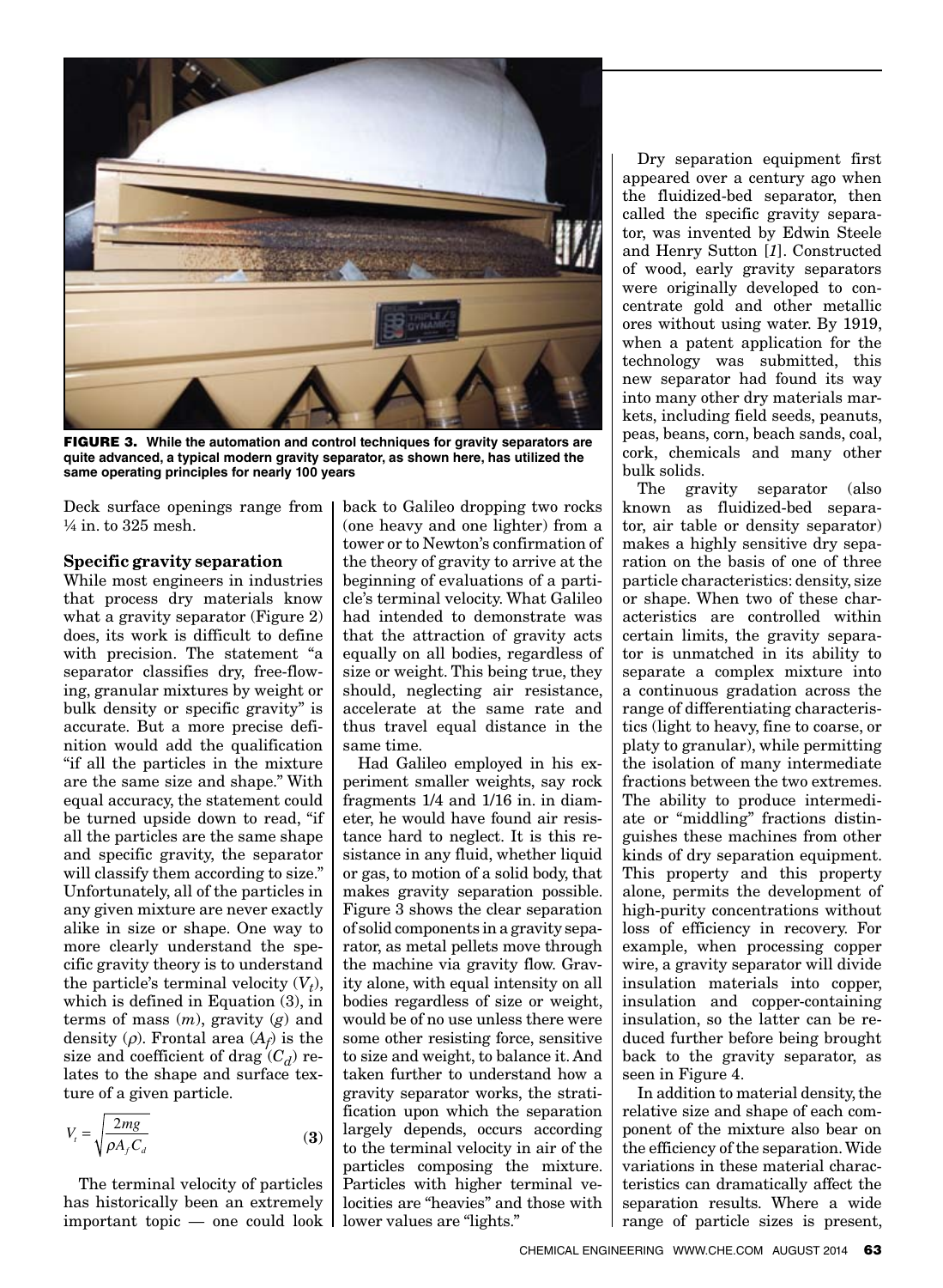FIGURE 3. While the automation and control techniques for gravity separators are quite advanced, a typical modern gravity separator, as shown here, has utilized the same operating principles for nearly 100 years

Deck surface openings range from ¼ in. to 325 mesh.

### Specific gravity separation

While most engineers in industries that process dry materials know what a gravity separator (Figure 2) does, its work is difficult to define with precision. The statement "a separator classifies dry, free-flowing, granular mixtures by weight or bulk density or specific gravity" is accurate. But a more precise definition would add the qualification "if all the particles in the mixture are the same size and shape." With equal accuracy, the statement could be turned upside down to read, "if all the particles are the same shape and specific gravity, the separator will classify them according to size." Unfortunately, all of the particles in any given mixture are never exactly alike in size or shape. One way to more clearly understand the specific gravity theory is to understand the particle's terminal velocity ($V_t$), which is defined in Equation (3), in terms of mass ($m$), gravity ($g$) and density ($\rho$). Frontal area ($A_f$) is the size and coefficient of drag ($C_d$) relates to the shape and surface texture of a given particle.

$$V_t = \sqrt{\frac{2mg}{\rho A_f C_d}} \qquad \textbf{(3)}$$

The terminal velocity of particles has historically been an extremely important topic — one could look back to Galileo dropping two rocks (one heavy and one lighter) from a tower or to Newton's confirmation of the theory of gravity to arrive at the beginning of evaluations of a particle's terminal velocity. What Galileo had intended to demonstrate was that the attraction of gravity acts equally on all bodies, regardless of size or weight. This being true, they should, neglecting air resistance, accelerate at the same rate and thus travel equal distance in the same time.

Had Galileo employed in his experiment smaller weights, say rock fragments 1/4 and 1/16 in. in diameter, he would have found air resistance hard to neglect. It is this resistance in any fluid, whether liquid or gas, to motion of a solid body, that makes gravity separation possible. Figure 3 shows the clear separation of solid components in a gravity separator, as metal pellets move through the machine via gravity flow. Gravity alone, with equal intensity on all bodies regardless of size or weight, would be of no use unless there were some other resisting force, sensitive to size and weight, to balance it. And taken further to understand how a gravity separator works, the stratification upon which the separation largely depends, occurs according to the terminal velocity in air of the particles composing the mixture. Particles with higher terminal velocities are "heavies" and those with lower values are "lights."

Dry separation equipment first appeared over a century ago when the fluidized-bed separator, then called the specific gravity separator, was invented by Edwin Steele and Henry Sutton [*1*]. Constructed of wood, early gravity separators were originally developed to concentrate gold and other metallic ores without using water. By 1919, when a patent application for the technology was submitted, this new separator had found its way into many other dry materials markets, including field seeds, peanuts, peas, beans, corn, beach sands, coal, cork, chemicals and many other bulk solids.

The gravity separator (also known as fluidized-bed separator, air table or density separator) makes a highly sensitive dry separation on the basis of one of three particle characteristics: density, size or shape. When two of these characteristics are controlled within certain limits, the gravity separator is unmatched in its ability to separate a complex mixture into a continuous gradation across the range of differentiating characteristics (light to heavy, fine to coarse, or platy to granular), while permitting the isolation of many intermediate fractions between the two extremes. The ability to produce intermediate or "middling" fractions distinguishes these machines from other kinds of dry separation equipment. This property and this property alone, permits the development of high-purity concentrations without loss of efficiency in recovery. For example, when processing copper wire, a gravity separator will divide insulation materials into copper, insulation and copper-containing insulation, so the latter can be reduced further before being brought back to the gravity separator, as seen in Figure 4.

In addition to material density, the relative size and shape of each component of the mixture also bear on the efficiency of the separation. Wide variations in these material characteristics can dramatically affect the separation results. Where a wide range of particle sizes is present,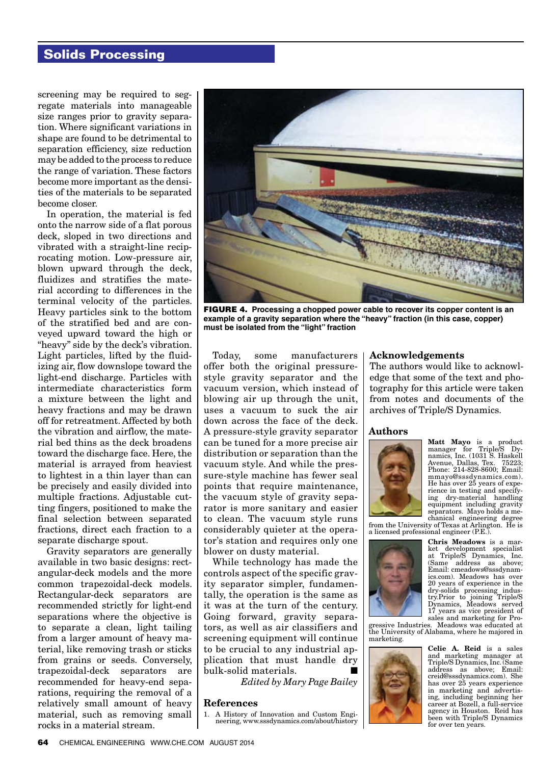screening may be required to segregate materials into manageable size ranges prior to gravity separation. Where significant variations in shape are found to be detrimental to separation efficiency, size reduction may be added to the process to reduce the range of variation. These factors become more important as the densities of the materials to be separated become closer.

In operation, the material is fed onto the narrow side of a flat porous deck, sloped in two directions and vibrated with a straight-line reciprocating motion. Low-pressure air, blown upward through the deck, fluidizes and stratifies the material according to differences in the terminal velocity of the particles. Heavy particles sink to the bottom of the stratified bed and are conveyed upward toward the high or "heavy" side by the deck's vibration. Light particles, lifted by the fluidizing air, flow downslope toward the light-end discharge. Particles with intermediate characteristics form a mixture between the light and heavy fractions and may be drawn off for retreatment. Affected by both the vibration and airflow, the material bed thins as the deck broadens toward the discharge face. Here, the material is arrayed from heaviest to lightest in a thin layer that can be precisely and easily divided into multiple fractions. Adjustable cutting fingers, positioned to make the final selection between separated fractions, direct each fraction to a separate discharge spout.

Gravity separators are generally available in two basic designs: rectangular-deck models and the more common trapezoidal-deck models. Rectangular-deck separators are recommended strictly for light-end separations where the objective is to separate a clean, light tailing from a larger amount of heavy material, like removing trash or sticks from grains or seeds. Conversely, trapezoidal-deck separators are recommended for heavy-end separations, requiring the removal of a relatively small amount of heavy material, such as removing small rocks in a material stream.

**FIGURE 4. Processing a chopped power cable to recover its copper content is an example of a gravity separation where the "heavy" fraction (in this case, copper) must be isolated from the "light" fraction**

Today, some manufacturers offer both the original pressure-style gravity separator and the vacuum version, which instead of blowing air up through the unit, uses a vacuum to suck the air down across the face of the deck. A pressure-style gravity separator can be tuned for a more precise air distribution or separation than the vacuum style. And while the pressure-style machine has fewer seal points that require maintenance, the vacuum style of gravity separator is more sanitary and easier to clean. The vacuum style runs considerably quieter at the operator's station and requires only one blower on dusty material.

While technology has made the controls aspect of the specific gravity separator simpler, fundamentally, the operation is the same as it was at the turn of the century. Going forward, gravity separators, as well as air classifiers and screening equipment will continue to be crucial to any industrial application that must handle dry bulk-solid materials. ■

*Edited by Mary Page Bailey*

## References

1. A History of Innovation and Custom Engineering, www.sssdynamics.com/about/history

## Acknowledgements

The authors would like to acknowledge that some of the text and photography for this article were taken from notes and documents of the archives of Triple/S Dynamics.

## Authors

**Matt Mayo** is a product manager for Triple/S Dynamics, Inc. (1031 S. Haskell Avenue, Dallas, Tex. 75223; Phone: 214-828-8600; Email: mmayo@sssdynamics.com). He has over 25 years of experience in testing and specifying dry-material handling equipment including gravity separators. Mayo holds a mechanical engineering degree from the University of Texas at Arlington. He is a licensed professional engineer (P.E.).

**Chris Meadows** is a market development specialist at Triple/S Dynamics, Inc. (Same address as above; Email: cmeadows@sssdynamics.com). Meadows has over 20 years of experience in the dry-solids processing industry.Prior to joining Triple/S Dynamics, Meadows served 17 years as vice president of sales and marketing for Progressive Industries. Meadows was educated at the University of Alabama, where he majored in marketing.

**Celie A. Reid** is a sales and marketing manager at Triple/S Dynamics, Inc. (Same address as above; Email: creid@sssdynamics.com). She has over 25 years experience in marketing and advertising, including beginning her career at Bozell, a full-service agency in Houston. Reid has been with Triple/S Dynamics for over ten years.